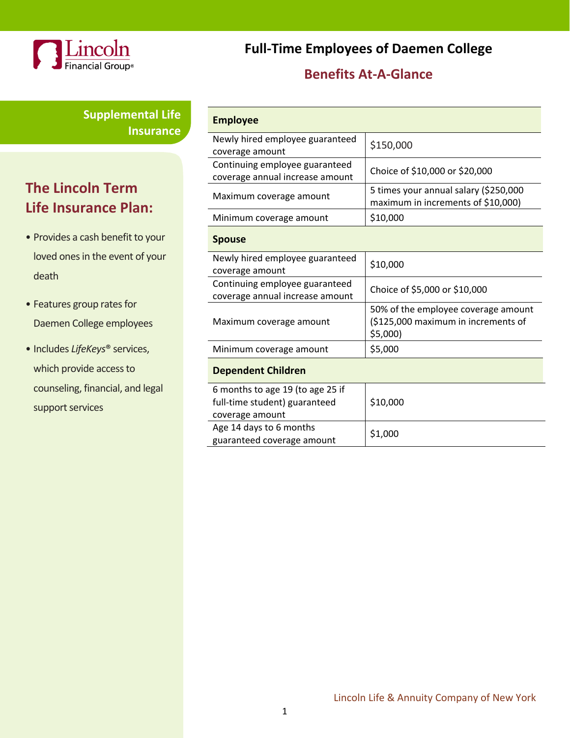# Full-Time Employees of Daemen College

## Benefits At-A-Glance

## Supplemental Life Insurance

### The Lincoln Term Life Insurance Plan:

- Provides a cash benefit to your loved ones in the event of your death
- Features group rates for Daemen College employees
- Includes *LifeKeys*® services, which provide access to counseling, financial, and legal support services

| **Employee** | |
|---|---|
| Newly hired employee guaranteed coverage amount | $150,000 |
| Continuing employee guaranteed coverage annual increase amount | Choice of $10,000 or $20,000 |
| Maximum coverage amount | 5 times your annual salary ($250,000 maximum in increments of $10,000) |
| Minimum coverage amount | $10,000 |
| **Spouse** | |
| Newly hired employee guaranteed coverage amount | $10,000 |
| Continuing employee guaranteed coverage annual increase amount | Choice of $5,000 or $10,000 |
| Maximum coverage amount | 50% of the employee coverage amount ($125,000 maximum in increments of $5,000) |
| Minimum coverage amount | $5,000 |
| **Dependent Children** | |
| 6 months to age 19 (to age 25 if full-time student) guaranteed coverage amount | $10,000 |
| Age 14 days to 6 months guaranteed coverage amount | $1,000 |

Lincoln Life & Annuity Company of New York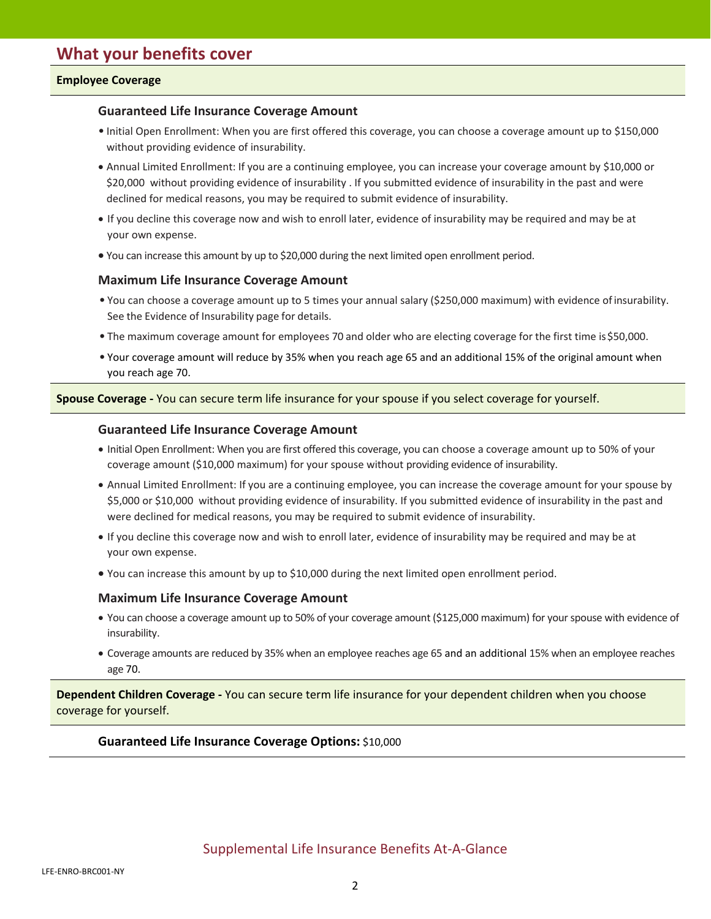## What your benefits cover

**Employee Coverage**

### Guaranteed Life Insurance Coverage Amount

- Initial Open Enrollment: When you are first offered this coverage, you can choose a coverage amount up to $150,000 without providing evidence of insurability.
- Annual Limited Enrollment: If you are a continuing employee, you can increase your coverage amount by $10,000 or $20,000 without providing evidence of insurability . If you submitted evidence of insurability in the past and were declined for medical reasons, you may be required to submit evidence of insurability.
- If you decline this coverage now and wish to enroll later, evidence of insurability may be required and may be at your own expense.
- You can increase this amount by up to $20,000 during the next limited open enrollment period.

### Maximum Life Insurance Coverage Amount

- You can choose a coverage amount up to 5 times your annual salary ($250,000 maximum) with evidence of insurability. See the Evidence of Insurability page for details.
- The maximum coverage amount for employees 70 and older who are electing coverage for the first time is $50,000.
- Your coverage amount will reduce by 35% when you reach age 65 and an additional 15% of the original amount when you reach age 70.

**Spouse Coverage -** You can secure term life insurance for your spouse if you select coverage for yourself.

### Guaranteed Life Insurance Coverage Amount

- Initial Open Enrollment: When you are first offered this coverage, you can choose a coverage amount up to 50% of your coverage amount ($10,000 maximum) for your spouse without providing evidence of insurability.
- Annual Limited Enrollment: If you are a continuing employee, you can increase the coverage amount for your spouse by $5,000 or $10,000 without providing evidence of insurability. If you submitted evidence of insurability in the past and were declined for medical reasons, you may be required to submit evidence of insurability.
- If you decline this coverage now and wish to enroll later, evidence of insurability may be required and may be at your own expense.
- You can increase this amount by up to $10,000 during the next limited open enrollment period.

### Maximum Life Insurance Coverage Amount

- You can choose a coverage amount up to 50% of your coverage amount ($125,000 maximum) for your spouse with evidence of insurability.
- Coverage amounts are reduced by 35% when an employee reaches age 65 and an additional 15% when an employee reaches age 70.

**Dependent Children Coverage -** You can secure term life insurance for your dependent children when you choose coverage for yourself.

**Guaranteed Life Insurance Coverage Options:** $10,000

Supplemental Life Insurance Benefits At-A-Glance

LFE-ENRO-BRC001-NY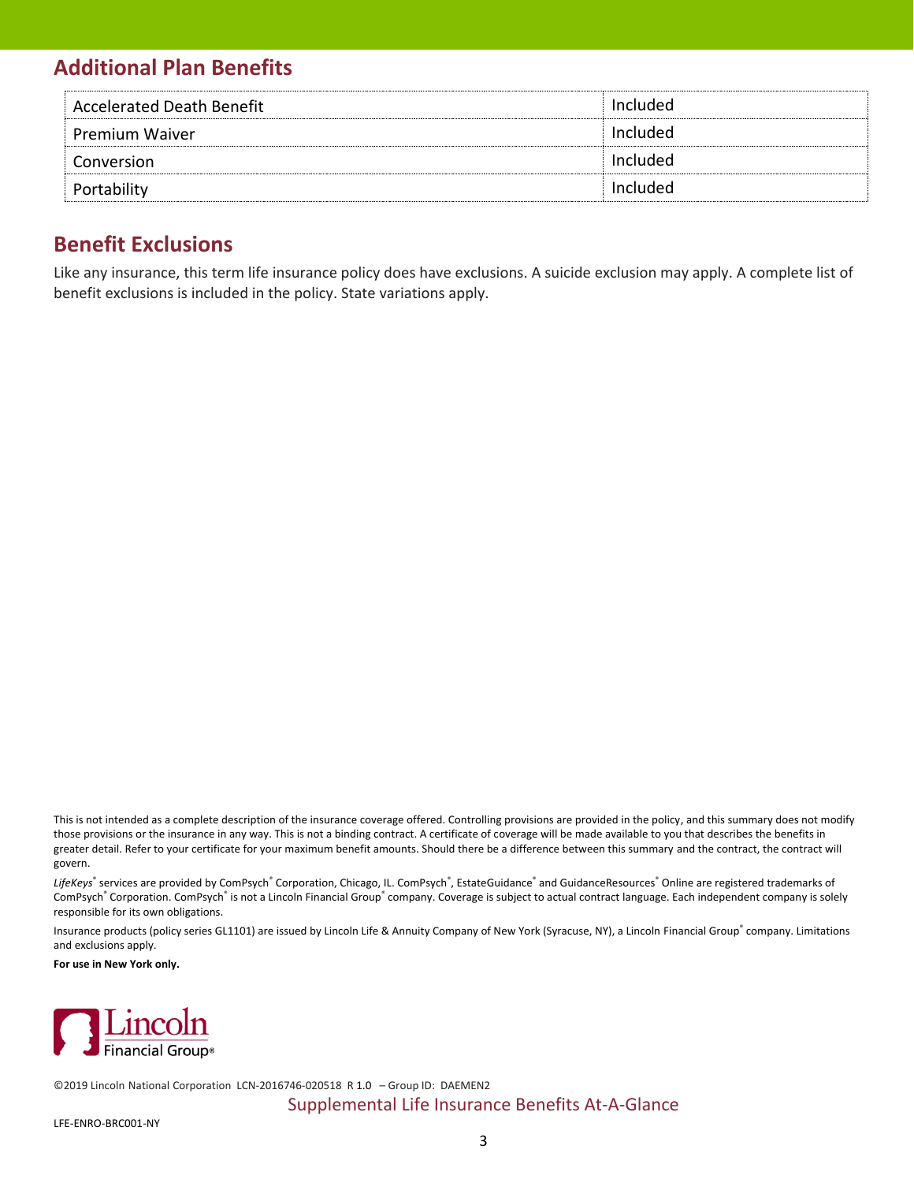## Additional Plan Benefits

| | |
|---|---|
| Accelerated Death Benefit | Included |
| Premium Waiver | Included |
| Conversion | Included |
| Portability | Included |

## Benefit Exclusions

Like any insurance, this term life insurance policy does have exclusions. A suicide exclusion may apply. A complete list of benefit exclusions is included in the policy. State variations apply.

This is not intended as a complete description of the insurance coverage offered. Controlling provisions are provided in the policy, and this summary does not modify those provisions or the insurance in any way. This is not a binding contract. A certificate of coverage will be made available to you that describes the benefits in greater detail. Refer to your certificate for your maximum benefit amounts. Should there be a difference between this summary and the contract, the contract will govern.

*LifeKeys*® services are provided by ComPsych® Corporation, Chicago, IL. ComPsych®, EstateGuidance® and GuidanceResources® Online are registered trademarks of ComPsych® Corporation. ComPsych® is not a Lincoln Financial Group® company. Coverage is subject to actual contract language. Each independent company is solely responsible for its own obligations.

Insurance products (policy series GL1101) are issued by Lincoln Life & Annuity Company of New York (Syracuse, NY), a Lincoln Financial Group® company. Limitations and exclusions apply.

**For use in New York only.**

Lincoln Financial Group®

©2019 Lincoln National Corporation LCN-2016746-020518 R 1.0 – Group ID: DAEMEN2

Supplemental Life Insurance Benefits At-A-Glance

LFE-ENRO-BRC001-NY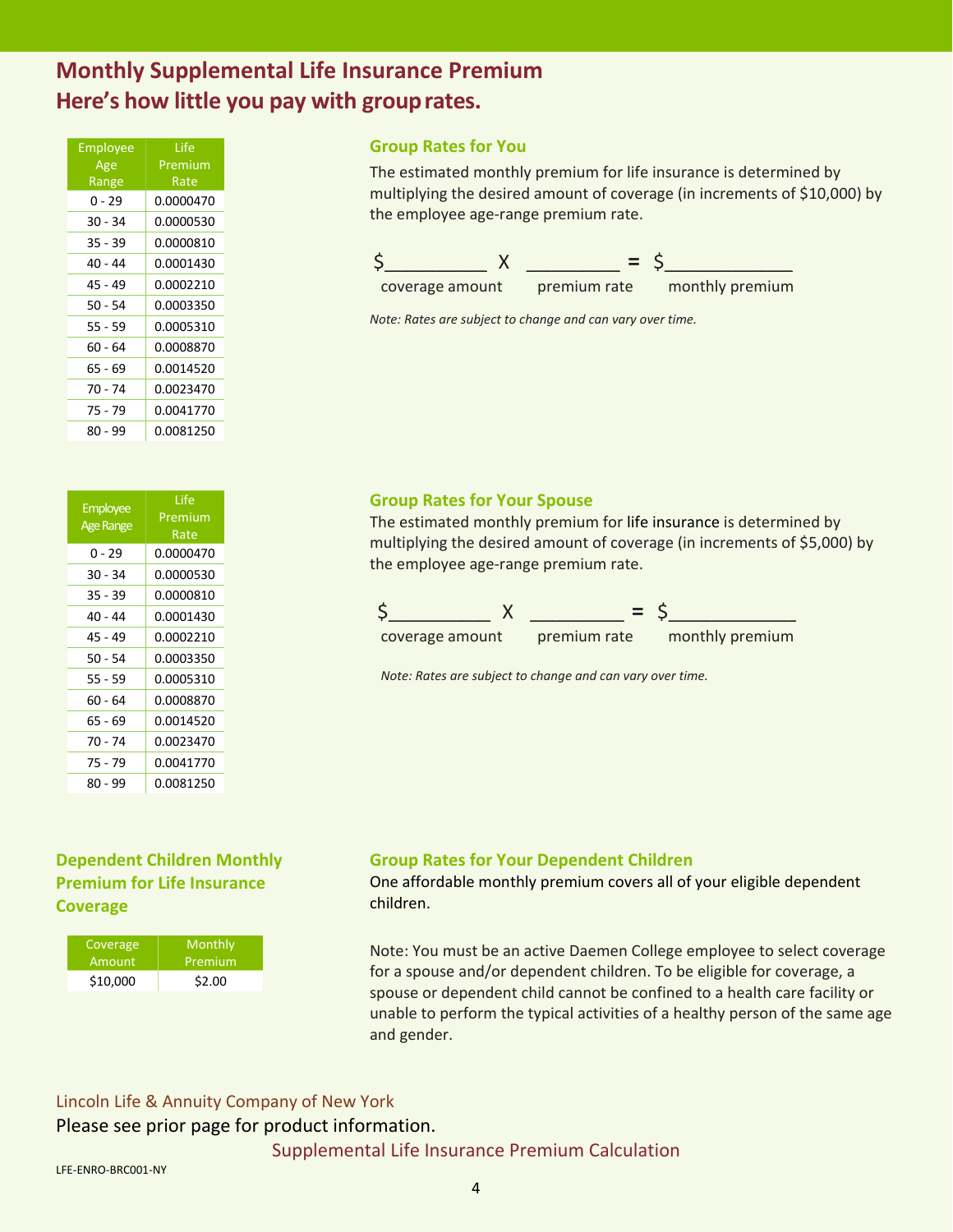# Monthly Supplemental Life Insurance Premium
# Here's how little you pay with group rates.

| Employee Age Range | Life Premium Rate |
|---|---|
| 0 - 29 | 0.0000470 |
| 30 - 34 | 0.0000530 |
| 35 - 39 | 0.0000810 |
| 40 - 44 | 0.0001430 |
| 45 - 49 | 0.0002210 |
| 50 - 54 | 0.0003350 |
| 55 - 59 | 0.0005310 |
| 60 - 64 | 0.0008870 |
| 65 - 69 | 0.0014520 |
| 70 - 74 | 0.0023470 |
| 75 - 79 | 0.0041770 |
| 80 - 99 | 0.0081250 |

### Group Rates for You

The estimated monthly premium for life insurance is determined by multiplying the desired amount of coverage (in increments of $10,000) by the employee age-range premium rate.

$__________ X _________ = $____________

coverage amount premium rate monthly premium

*Note: Rates are subject to change and can vary over time.*

| Employee Age Range | Life Premium Rate |
|---|---|
| 0 - 29 | 0.0000470 |
| 30 - 34 | 0.0000530 |
| 35 - 39 | 0.0000810 |
| 40 - 44 | 0.0001430 |
| 45 - 49 | 0.0002210 |
| 50 - 54 | 0.0003350 |
| 55 - 59 | 0.0005310 |
| 60 - 64 | 0.0008870 |
| 65 - 69 | 0.0014520 |
| 70 - 74 | 0.0023470 |
| 75 - 79 | 0.0041770 |
| 80 - 99 | 0.0081250 |

### Group Rates for Your Spouse

The estimated monthly premium for life insurance is determined by multiplying the desired amount of coverage (in increments of $5,000) by the employee age-range premium rate.

$__________ X _________ = $____________

coverage amount premium rate monthly premium

*Note: Rates are subject to change and can vary over time.*

### Dependent Children Monthly Premium for Life Insurance Coverage

| Coverage Amount | Monthly Premium |
|---|---|
| $10,000 | $2.00 |

### Group Rates for Your Dependent Children

One affordable monthly premium covers all of your eligible dependent children.

Note: You must be an active Daemen College employee to select coverage for a spouse and/or dependent children. To be eligible for coverage, a spouse or dependent child cannot be confined to a health care facility or unable to perform the typical activities of a healthy person of the same age and gender.

Lincoln Life & Annuity Company of New York

Please see prior page for product information.

Supplemental Life Insurance Premium Calculation

LFE-ENRO-BRC001-NY